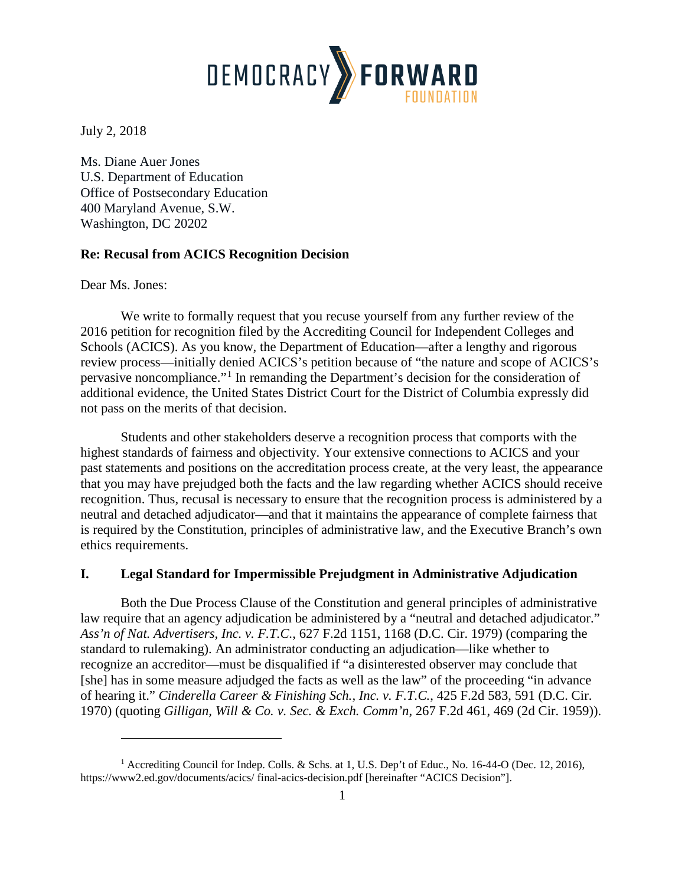DEMOCRACY FORWARD FOUNDATION

July 2, 2018

Ms. Diane Auer Jones
U.S. Department of Education
Office of Postsecondary Education
400 Maryland Avenue, S.W.
Washington, DC 20202

**Re: Recusal from ACICS Recognition Decision**

Dear Ms. Jones:

We write to formally request that you recuse yourself from any further review of the 2016 petition for recognition filed by the Accrediting Council for Independent Colleges and Schools (ACICS). As you know, the Department of Education—after a lengthy and rigorous review process—initially denied ACICS's petition because of "the nature and scope of ACICS's pervasive noncompliance."[1] In remanding the Department's decision for the consideration of additional evidence, the United States District Court for the District of Columbia expressly did not pass on the merits of that decision.

Students and other stakeholders deserve a recognition process that comports with the highest standards of fairness and objectivity. Your extensive connections to ACICS and your past statements and positions on the accreditation process create, at the very least, the appearance that you may have prejudged both the facts and the law regarding whether ACICS should receive recognition. Thus, recusal is necessary to ensure that the recognition process is administered by a neutral and detached adjudicator—and that it maintains the appearance of complete fairness that is required by the Constitution, principles of administrative law, and the Executive Branch's own ethics requirements.

## I. Legal Standard for Impermissible Prejudgment in Administrative Adjudication

Both the Due Process Clause of the Constitution and general principles of administrative law require that an agency adjudication be administered by a "neutral and detached adjudicator." *Ass'n of Nat. Advertisers, Inc. v. F.T.C.*, 627 F.2d 1151, 1168 (D.C. Cir. 1979) (comparing the standard to rulemaking). An administrator conducting an adjudication—like whether to recognize an accreditor—must be disqualified if "a disinterested observer may conclude that [she] has in some measure adjudged the facts as well as the law" of the proceeding "in advance of hearing it." *Cinderella Career & Finishing Sch., Inc. v. F.T.C.*, 425 F.2d 583, 591 (D.C. Cir. 1970) (quoting *Gilligan, Will & Co. v. Sec. & Exch. Comm'n*, 267 F.2d 461, 469 (2d Cir. 1959)).

---

[1] Accrediting Council for Indep. Colls. & Schs. at 1, U.S. Dep't of Educ., No. 16-44-O (Dec. 12, 2016), https://www2.ed.gov/documents/acics/ final-acics-decision.pdf [hereinafter "ACICS Decision"].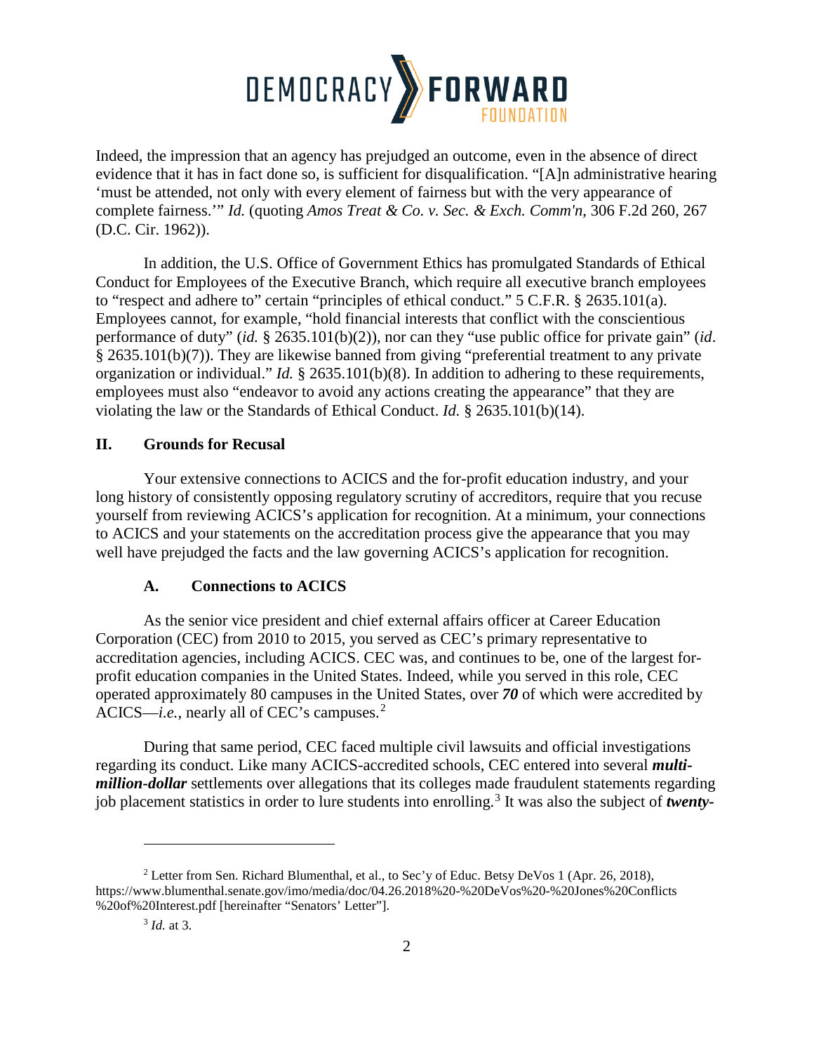Indeed, the impression that an agency has prejudged an outcome, even in the absence of direct evidence that it has in fact done so, is sufficient for disqualification. "[A]n administrative hearing 'must be attended, not only with every element of fairness but with the very appearance of complete fairness.'" *Id.* (quoting *Amos Treat & Co. v. Sec. & Exch. Comm'n*, 306 F.2d 260, 267 (D.C. Cir. 1962)).

In addition, the U.S. Office of Government Ethics has promulgated Standards of Ethical Conduct for Employees of the Executive Branch, which require all executive branch employees to "respect and adhere to" certain "principles of ethical conduct." 5 C.F.R. § 2635.101(a). Employees cannot, for example, "hold financial interests that conflict with the conscientious performance of duty" (*id.* § 2635.101(b)(2)), nor can they "use public office for private gain" (*id*. § 2635.101(b)(7)). They are likewise banned from giving "preferential treatment to any private organization or individual." *Id.* § 2635.101(b)(8). In addition to adhering to these requirements, employees must also "endeavor to avoid any actions creating the appearance" that they are violating the law or the Standards of Ethical Conduct. *Id.* § 2635.101(b)(14).

## II. Grounds for Recusal

Your extensive connections to ACICS and the for-profit education industry, and your long history of consistently opposing regulatory scrutiny of accreditors, require that you recuse yourself from reviewing ACICS's application for recognition. At a minimum, your connections to ACICS and your statements on the accreditation process give the appearance that you may well have prejudged the facts and the law governing ACICS's application for recognition.

### A. Connections to ACICS

As the senior vice president and chief external affairs officer at Career Education Corporation (CEC) from 2010 to 2015, you served as CEC's primary representative to accreditation agencies, including ACICS. CEC was, and continues to be, one of the largest for-profit education companies in the United States. Indeed, while you served in this role, CEC operated approximately 80 campuses in the United States, over ***70*** of which were accredited by ACICS—*i.e.*, nearly all of CEC's campuses.[2]

During that same period, CEC faced multiple civil lawsuits and official investigations regarding its conduct. Like many ACICS-accredited schools, CEC entered into several ***multi-million-dollar*** settlements over allegations that its colleges made fraudulent statements regarding job placement statistics in order to lure students into enrolling.[3] It was also the subject of ***twenty-***

---

[2] Letter from Sen. Richard Blumenthal, et al., to Sec'y of Educ. Betsy DeVos 1 (Apr. 26, 2018), https://www.blumenthal.senate.gov/imo/media/doc/04.26.2018%20-%20DeVos%20-%20Jones%20Conflicts%20of%20Interest.pdf [hereinafter "Senators' Letter"].

[3] *Id.* at 3.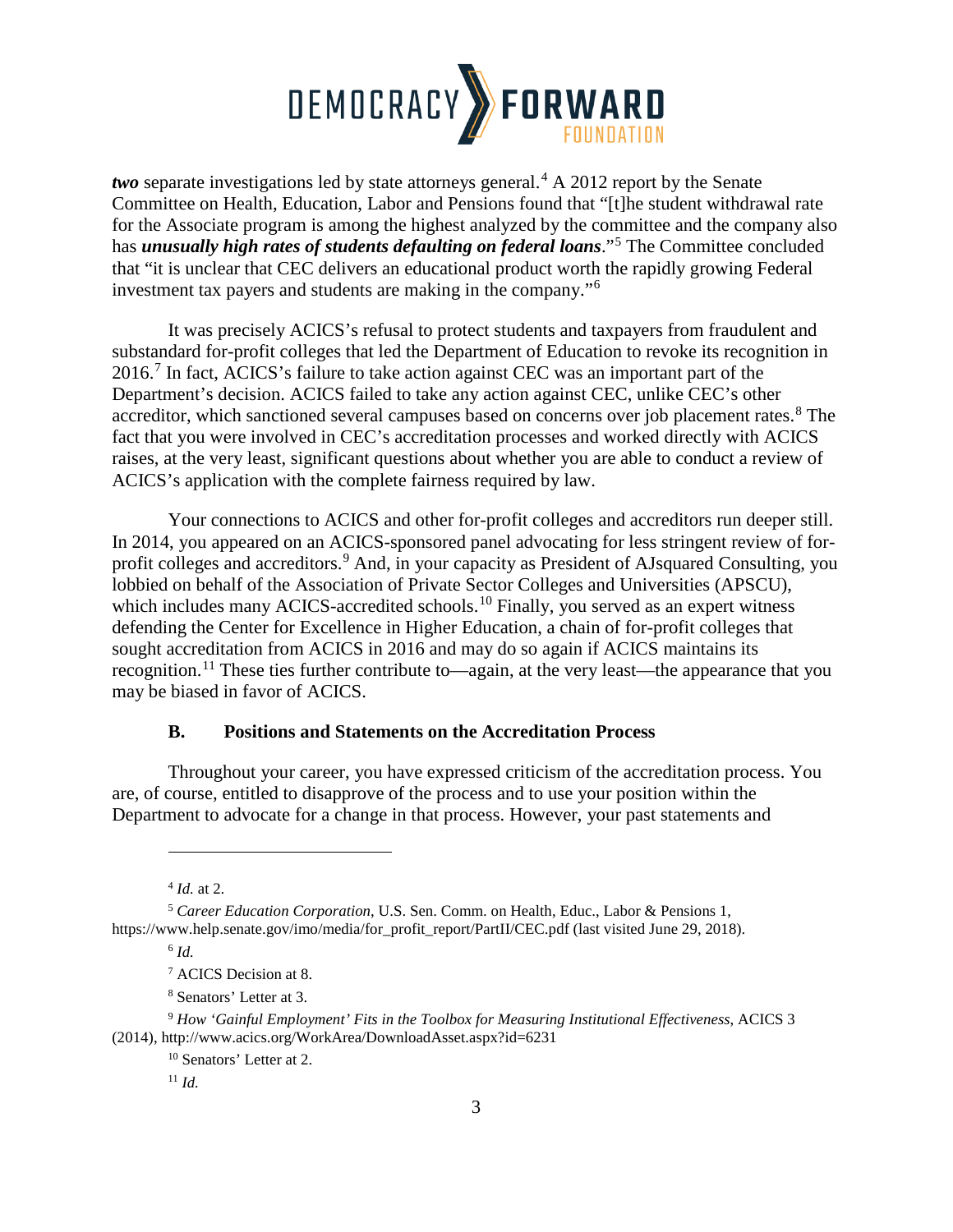***two*** separate investigations led by state attorneys general.[4] A 2012 report by the Senate Committee on Health, Education, Labor and Pensions found that "[t]he student withdrawal rate for the Associate program is among the highest analyzed by the committee and the company also has ***unusually high rates of students defaulting on federal loans***."[5] The Committee concluded that "it is unclear that CEC delivers an educational product worth the rapidly growing Federal investment tax payers and students are making in the company."[6]

It was precisely ACICS's refusal to protect students and taxpayers from fraudulent and substandard for-profit colleges that led the Department of Education to revoke its recognition in 2016.[7] In fact, ACICS's failure to take action against CEC was an important part of the Department's decision. ACICS failed to take any action against CEC, unlike CEC's other accreditor, which sanctioned several campuses based on concerns over job placement rates.[8] The fact that you were involved in CEC's accreditation processes and worked directly with ACICS raises, at the very least, significant questions about whether you are able to conduct a review of ACICS's application with the complete fairness required by law.

Your connections to ACICS and other for-profit colleges and accreditors run deeper still. In 2014, you appeared on an ACICS-sponsored panel advocating for less stringent review of for-profit colleges and accreditors.[9] And, in your capacity as President of AJsquared Consulting, you lobbied on behalf of the Association of Private Sector Colleges and Universities (APSCU), which includes many ACICS-accredited schools.[10] Finally, you served as an expert witness defending the Center for Excellence in Higher Education, a chain of for-profit colleges that sought accreditation from ACICS in 2016 and may do so again if ACICS maintains its recognition.[11] These ties further contribute to—again, at the very least—the appearance that you may be biased in favor of ACICS.

### B. Positions and Statements on the Accreditation Process

Throughout your career, you have expressed criticism of the accreditation process. You are, of course, entitled to disapprove of the process and to use your position within the Department to advocate for a change in that process. However, your past statements and

---

[4] *Id.* at 2.

[5] *Career Education Corporation*, U.S. Sen. Comm. on Health, Educ., Labor & Pensions 1, https://www.help.senate.gov/imo/media/for_profit_report/PartII/CEC.pdf (last visited June 29, 2018).

[6] *Id.*

[7] ACICS Decision at 8.

[8] Senators' Letter at 3.

[9] *How 'Gainful Employment' Fits in the Toolbox for Measuring Institutional Effectiveness*, ACICS 3 (2014), http://www.acics.org/WorkArea/DownloadAsset.aspx?id=6231

[10] Senators' Letter at 2.

[11] *Id.*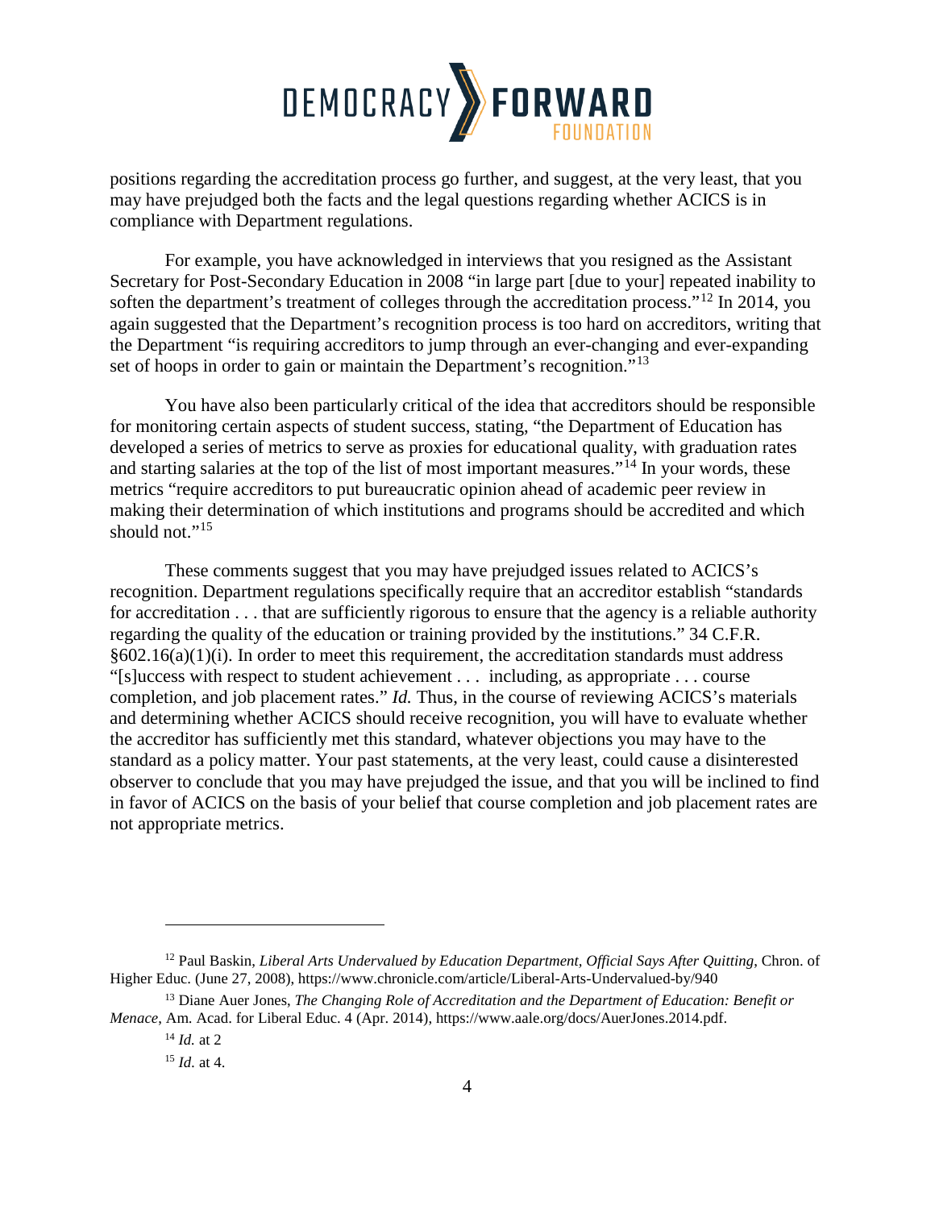positions regarding the accreditation process go further, and suggest, at the very least, that you may have prejudged both the facts and the legal questions regarding whether ACICS is in compliance with Department regulations.

For example, you have acknowledged in interviews that you resigned as the Assistant Secretary for Post-Secondary Education in 2008 "in large part [due to your] repeated inability to soften the department's treatment of colleges through the accreditation process."[12] In 2014, you again suggested that the Department's recognition process is too hard on accreditors, writing that the Department "is requiring accreditors to jump through an ever-changing and ever-expanding set of hoops in order to gain or maintain the Department's recognition."[13]

You have also been particularly critical of the idea that accreditors should be responsible for monitoring certain aspects of student success, stating, "the Department of Education has developed a series of metrics to serve as proxies for educational quality, with graduation rates and starting salaries at the top of the list of most important measures."[14] In your words, these metrics "require accreditors to put bureaucratic opinion ahead of academic peer review in making their determination of which institutions and programs should be accredited and which should not."[15]

These comments suggest that you may have prejudged issues related to ACICS's recognition. Department regulations specifically require that an accreditor establish "standards for accreditation . . . that are sufficiently rigorous to ensure that the agency is a reliable authority regarding the quality of the education or training provided by the institutions." 34 C.F.R. §602.16(a)(1)(i). In order to meet this requirement, the accreditation standards must address "[s]uccess with respect to student achievement . . . including, as appropriate . . . course completion, and job placement rates." *Id.* Thus, in the course of reviewing ACICS's materials and determining whether ACICS should receive recognition, you will have to evaluate whether the accreditor has sufficiently met this standard, whatever objections you may have to the standard as a policy matter. Your past statements, at the very least, could cause a disinterested observer to conclude that you may have prejudged the issue, and that you will be inclined to find in favor of ACICS on the basis of your belief that course completion and job placement rates are not appropriate metrics.

---

[12] Paul Baskin, *Liberal Arts Undervalued by Education Department, Official Says After Quitting*, Chron. of Higher Educ. (June 27, 2008), https://www.chronicle.com/article/Liberal-Arts-Undervalued-by/940

[13] Diane Auer Jones, *The Changing Role of Accreditation and the Department of Education: Benefit or Menace*, Am. Acad. for Liberal Educ. 4 (Apr. 2014), https://www.aale.org/docs/AuerJones.2014.pdf.

[14] *Id.* at 2

[15] *Id.* at 4.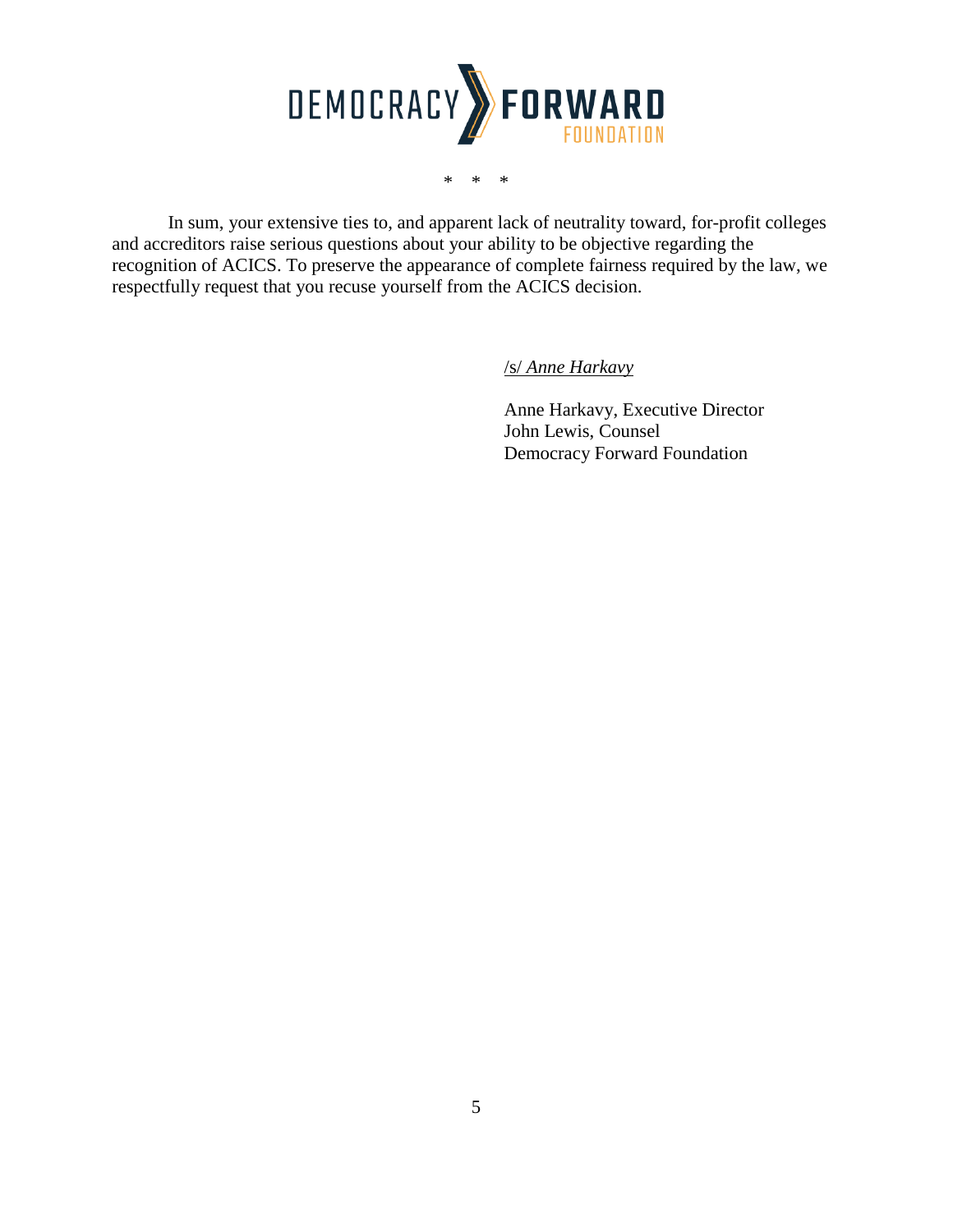\*   \*   \*

In sum, your extensive ties to, and apparent lack of neutrality toward, for-profit colleges and accreditors raise serious questions about your ability to be objective regarding the recognition of ACICS. To preserve the appearance of complete fairness required by the law, we respectfully request that you recuse yourself from the ACICS decision.

/s/ *Anne Harkavy*

Anne Harkavy, Executive Director
John Lewis, Counsel
Democracy Forward Foundation